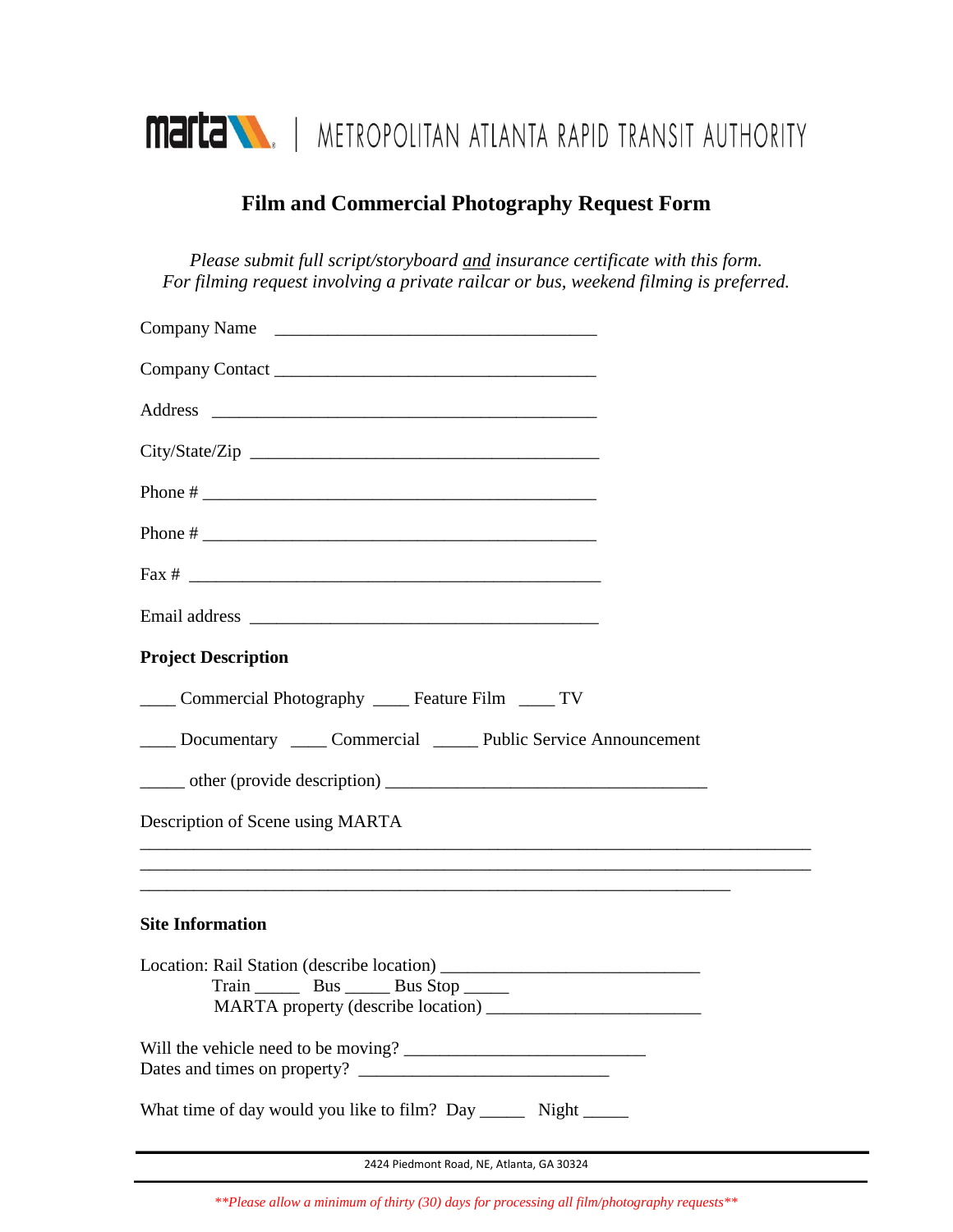marta | METROPOLITAN ATLANTA RAPID TRANSIT AUTHORITY

# Film and Commercial Photography Request Form

*Please submit full script/storyboard and insurance certificate with this form.*
*For filming request involving a private railcar or bus, weekend filming is preferred.*

Company Name ____________________________________

Company Contact ____________________________________

Address ____________________________________________

City/State/Zip _______________________________________

Phone # ____________________________________________

Phone # ____________________________________________

Fax # ______________________________________________

Email address _______________________________________

**Project Description**

____ Commercial Photography ____ Feature Film ____ TV

____ Documentary ____ Commercial _____ Public Service Announcement

_____ other (provide description) ____________________________________

Description of Scene using MARTA

___________________________________________________________________________
___________________________________________________________________________
___________________________________________________________________

**Site Information**

Location: Rail Station (describe location) ____________________________
Train _____ Bus _____ Bus Stop _____
MARTA property (describe location) ________________________

Will the vehicle need to be moving? ___________________________
Dates and times on property? ___________________________

What time of day would you like to film? Day _____ Night _____

2424 Piedmont Road, NE, Atlanta, GA 30324

*\*\*Please allow a minimum of thirty (30) days for processing all film/photography requests\*\**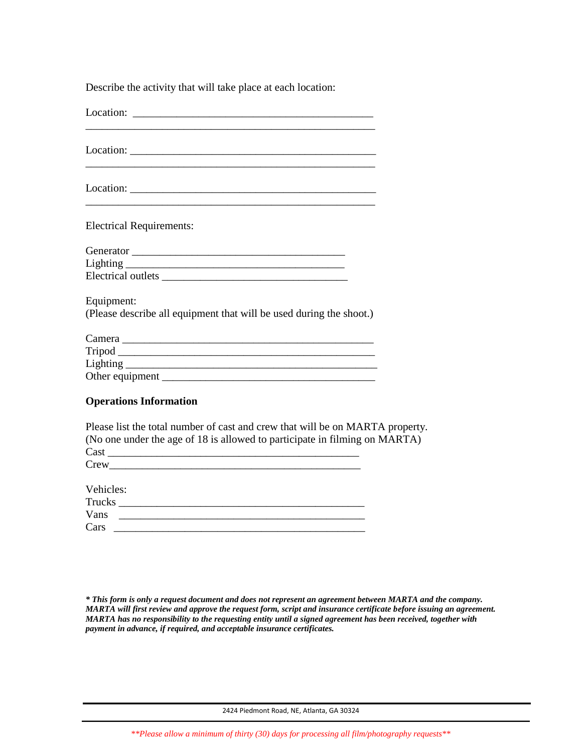Describe the activity that will take place at each location:

Location: ____________________________________________
______________________________________________________

Location: ____________________________________________
______________________________________________________

Location: ____________________________________________
______________________________________________________

Electrical Requirements:

Generator ________________________________________
Lighting _________________________________________
Electrical outlets __________________________________

Equipment:
(Please describe all equipment that will be used during the shoot.)

Camera ______________________________________________
Tripod _______________________________________________
Lighting ______________________________________________
Other equipment _______________________________________

**Operations Information**

Please list the total number of cast and crew that will be on MARTA property.
(No one under the age of 18 is allowed to participate in filming on MARTA)
Cast ______________________________________________
Crew______________________________________________

Vehicles:
Trucks _____________________________________________
Vans _____________________________________________
Cars _____________________________________________

***\* This form is only a request document and does not represent an agreement between MARTA and the company. MARTA will first review and approve the request form, script and insurance certificate before issuing an agreement. MARTA has no responsibility to the requesting entity until a signed agreement has been received, together with payment in advance, if required, and acceptable insurance certificates.***

2424 Piedmont Road, NE, Atlanta, GA 30324

*\*\*Please allow a minimum of thirty (30) days for processing all film/photography requests\*\**